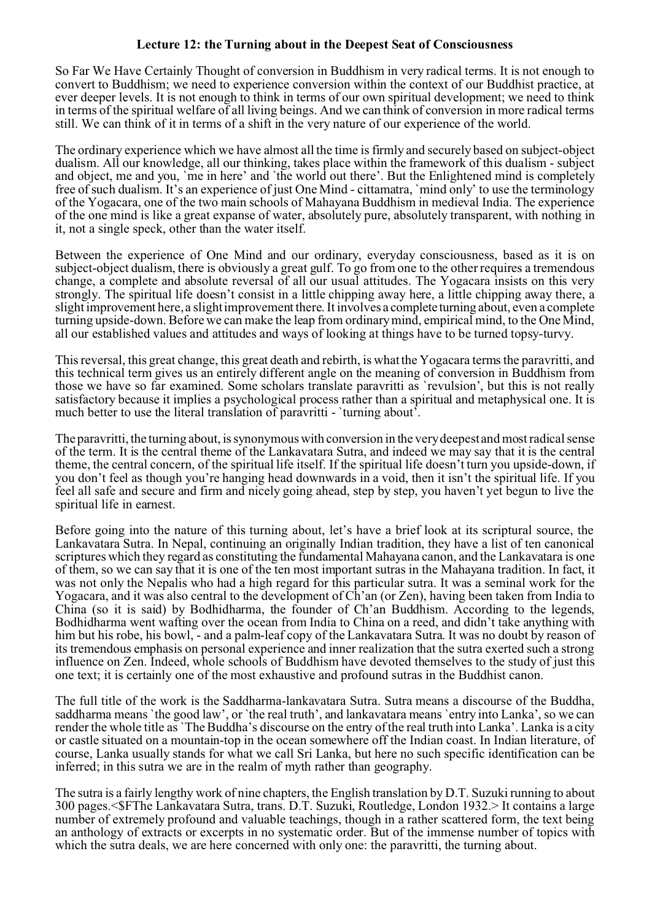**Lecture 12: the Turning about in the Deepest Seat of Consciousness**

So Far We Have Certainly Thought of conversion in Buddhism in very radical terms. It is not enough to convert to Buddhism; we need to experience conversion within the context of our Buddhist practice, at ever deeper levels. It is not enough to think in terms of our own spiritual development; we need to think in terms of the spiritual welfare of all living beings. And we can think of conversion in more radical terms still. We can think of it in terms of a shift in the very nature of our experience of the world.

The ordinary experience which we have almost all the time is firmly and securely based on subject-object dualism. All our knowledge, all our thinking, takes place within the framework of this dualism - subject and object, me and you, `me in here' and `the world out there'. But the Enlightened mind is completely free of such dualism. It's an experience of just One Mind - cittamatra, `mind only' to use the terminology of the Yogacara, one of the two main schools of Mahayana Buddhism in medieval India. The experience of the one mind is like a great expanse of water, absolutely pure, absolutely transparent, with nothing in it, not a single speck, other than the water itself.

Between the experience of One Mind and our ordinary, everyday consciousness, based as it is on subject-object dualism, there is obviously a great gulf. To go from one to the other requires a tremendous change, a complete and absolute reversal of all our usual attitudes. The Yogacara insists on this very strongly. The spiritual life doesn't consist in a little chipping away here, a little chipping away there, a slight improvement here, a slight improvement there. It involves a complete turning about, even a complete turning upside-down. Before we can make the leap from ordinary mind, empirical mind, to the One Mind, all our established values and attitudes and ways of looking at things have to be turned topsy-turvy.

This reversal, this great change, this great death and rebirth, is what the Yogacara terms the paravritti, and this technical term gives us an entirely different angle on the meaning of conversion in Buddhism from those we have so far examined. Some scholars translate paravritti as `revulsion', but this is not really satisfactory because it implies a psychological process rather than a spiritual and metaphysical one. It is much better to use the literal translation of paravritti - `turning about'.

The paravritti, the turning about, is synonymous with conversion in the very deepest and most radical sense of the term. It is the central theme of the Lankavatara Sutra, and indeed we may say that it is the central theme, the central concern, of the spiritual life itself. If the spiritual life doesn't turn you upside-down, if you don't feel as though you're hanging head downwards in a void, then it isn't the spiritual life. If you feel all safe and secure and firm and nicely going ahead, step by step, you haven't yet begun to live the spiritual life in earnest.

Before going into the nature of this turning about, let's have a brief look at its scriptural source, the Lankavatara Sutra. In Nepal, continuing an originally Indian tradition, they have a list of ten canonical scriptures which they regard as constituting the fundamental Mahayana canon, and the Lankavatara is one of them, so we can say that it is one of the ten most important sutras in the Mahayana tradition. In fact, it was not only the Nepalis who had a high regard for this particular sutra. It was a seminal work for the Yogacara, and it was also central to the development of Ch'an (or Zen), having been taken from India to China (so it is said) by Bodhidharma, the founder of Ch'an Buddhism. According to the legends, Bodhidharma went wafting over the ocean from India to China on a reed, and didn't take anything with him but his robe, his bowl, - and a palm-leaf copy of the Lankavatara Sutra. It was no doubt by reason of its tremendous emphasis on personal experience and inner realization that the sutra exerted such a strong influence on Zen. Indeed, whole schools of Buddhism have devoted themselves to the study of just this one text; it is certainly one of the most exhaustive and profound sutras in the Buddhist canon.

The full title of the work is the Saddharma-lankavatara Sutra. Sutra means a discourse of the Buddha, saddharma means `the good law', or `the real truth', and lankavatara means `entry into Lanka', so we can render the whole title as `The Buddha's discourse on the entry of the real truth into Lanka'. Lanka is a city or castle situated on a mountain-top in the ocean somewhere off the Indian coast. In Indian literature, of course, Lanka usually stands for what we call Sri Lanka, but here no such specific identification can be inferred; in this sutra we are in the realm of myth rather than geography.

The sutra is a fairly lengthy work of nine chapters, the English translation by D.T. Suzuki running to about 300 pages.<$FThe Lankavatara Sutra, trans. D.T. Suzuki, Routledge, London 1932.> It contains a large number of extremely profound and valuable teachings, though in a rather scattered form, the text being an anthology of extracts or excerpts in no systematic order. But of the immense number of topics with which the sutra deals, we are here concerned with only one: the paravritti, the turning about.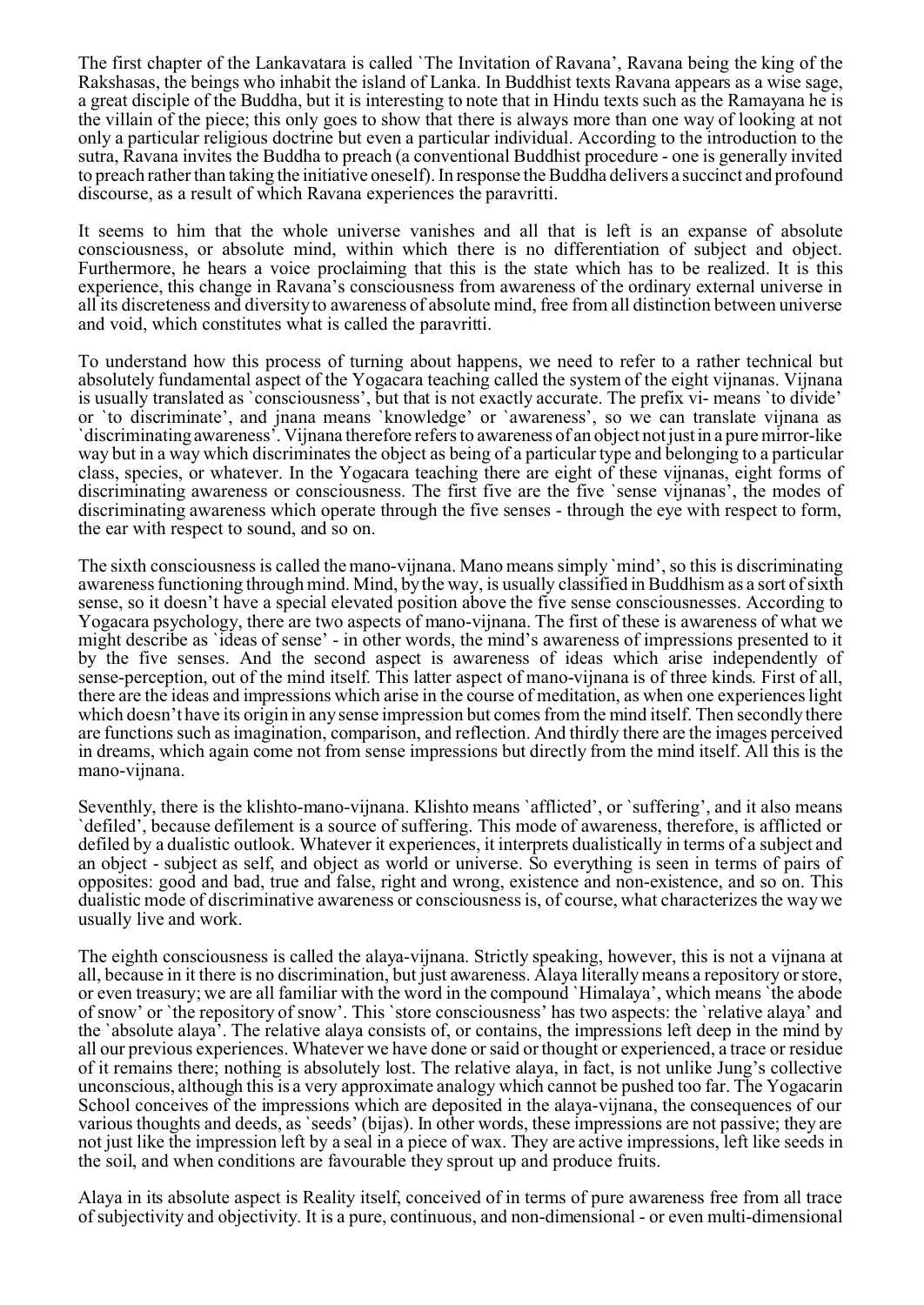The first chapter of the Lankavatara is called `The Invitation of Ravana', Ravana being the king of the Rakshasas, the beings who inhabit the island of Lanka. In Buddhist texts Ravana appears as a wise sage, a great disciple of the Buddha, but it is interesting to note that in Hindu texts such as the Ramayana he is the villain of the piece; this only goes to show that there is always more than one way of looking at not only a particular religious doctrine but even a particular individual. According to the introduction to the sutra, Ravana invites the Buddha to preach (a conventional Buddhist procedure - one is generally invited to preach rather than taking the initiative oneself). In response the Buddha delivers a succinct and profound discourse, as a result of which Ravana experiences the paravritti.

It seems to him that the whole universe vanishes and all that is left is an expanse of absolute consciousness, or absolute mind, within which there is no differentiation of subject and object. Furthermore, he hears a voice proclaiming that this is the state which has to be realized. It is this experience, this change in Ravana's consciousness from awareness of the ordinary external universe in all its discreteness and diversity to awareness of absolute mind, free from all distinction between universe and void, which constitutes what is called the paravritti.

To understand how this process of turning about happens, we need to refer to a rather technical but absolutely fundamental aspect of the Yogacara teaching called the system of the eight vijnanas. Vijnana is usually translated as `consciousness', but that is not exactly accurate. The prefix vi- means `to divide' or `to discriminate', and jnana means `knowledge' or `awareness', so we can translate vijnana as `discriminating awareness'. Vijnana therefore refers to awareness of an object not just in a pure mirror-like way but in a way which discriminates the object as being of a particular type and belonging to a particular class, species, or whatever. In the Yogacara teaching there are eight of these vijnanas, eight forms of discriminating awareness or consciousness. The first five are the five `sense vijnanas', the modes of discriminating awareness which operate through the five senses - through the eye with respect to form, the ear with respect to sound, and so on.

The sixth consciousness is called the mano-vijnana. Mano means simply `mind', so this is discriminating awareness functioning through mind. Mind, by the way, is usually classified in Buddhism as a sort of sixth sense, so it doesn't have a special elevated position above the five sense consciousnesses. According to Yogacara psychology, there are two aspects of mano-vijnana. The first of these is awareness of what we might describe as `ideas of sense' - in other words, the mind's awareness of impressions presented to it by the five senses. And the second aspect is awareness of ideas which arise independently of sense-perception, out of the mind itself. This latter aspect of mano-vijnana is of three kinds. First of all, there are the ideas and impressions which arise in the course of meditation, as when one experiences light which doesn't have its origin in any sense impression but comes from the mind itself. Then secondly there are functions such as imagination, comparison, and reflection. And thirdly there are the images perceived in dreams, which again come not from sense impressions but directly from the mind itself. All this is the mano-vijnana.

Seventhly, there is the klishto-mano-vijnana. Klishto means `afflicted', or `suffering', and it also means `defiled', because defilement is a source of suffering. This mode of awareness, therefore, is afflicted or defiled by a dualistic outlook. Whatever it experiences, it interprets dualistically in terms of a subject and an object - subject as self, and object as world or universe. So everything is seen in terms of pairs of opposites: good and bad, true and false, right and wrong, existence and non-existence, and so on. This dualistic mode of discriminative awareness or consciousness is, of course, what characterizes the way we usually live and work.

The eighth consciousness is called the alaya-vijnana. Strictly speaking, however, this is not a vijnana at all, because in it there is no discrimination, but just awareness. Alaya literally means a repository or store, or even treasury; we are all familiar with the word in the compound `Himalaya', which means `the abode of snow' or `the repository of snow'. This `store consciousness' has two aspects: the `relative alaya' and the `absolute alaya'. The relative alaya consists of, or contains, the impressions left deep in the mind by all our previous experiences. Whatever we have done or said or thought or experienced, a trace or residue of it remains there; nothing is absolutely lost. The relative alaya, in fact, is not unlike Jung's collective unconscious, although this is a very approximate analogy which cannot be pushed too far. The Yogacarin School conceives of the impressions which are deposited in the alaya-vijnana, the consequences of our various thoughts and deeds, as `seeds' (bijas). In other words, these impressions are not passive; they are not just like the impression left by a seal in a piece of wax. They are active impressions, left like seeds in the soil, and when conditions are favourable they sprout up and produce fruits.

Alaya in its absolute aspect is Reality itself, conceived of in terms of pure awareness free from all trace of subjectivity and objectivity. It is a pure, continuous, and non-dimensional - or even multi-dimensional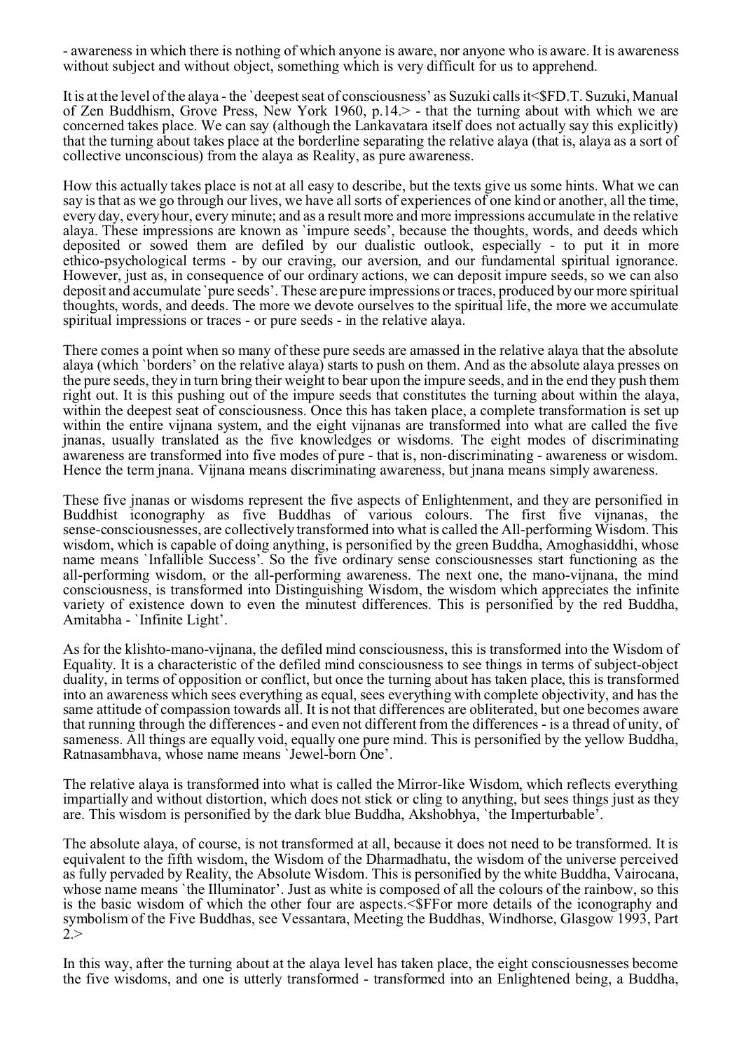- awareness in which there is nothing of which anyone is aware, nor anyone who is aware. It is awareness without subject and without object, something which is very difficult for us to apprehend.

It is at the level of the alaya - the `deepest seat of consciousness' as Suzuki calls it<$FD.T. Suzuki, Manual of Zen Buddhism, Grove Press, New York 1960, p.14.> - that the turning about with which we are concerned takes place. We can say (although the Lankavatara itself does not actually say this explicitly) that the turning about takes place at the borderline separating the relative alaya (that is, alaya as a sort of collective unconscious) from the alaya as Reality, as pure awareness.

How this actually takes place is not at all easy to describe, but the texts give us some hints. What we can say is that as we go through our lives, we have all sorts of experiences of one kind or another, all the time, every day, every hour, every minute; and as a result more and more impressions accumulate in the relative alaya. These impressions are known as `impure seeds', because the thoughts, words, and deeds which deposited or sowed them are defiled by our dualistic outlook, especially - to put it in more ethico-psychological terms - by our craving, our aversion, and our fundamental spiritual ignorance. However, just as, in consequence of our ordinary actions, we can deposit impure seeds, so we can also deposit and accumulate `pure seeds'. These are pure impressions or traces, produced by our more spiritual thoughts, words, and deeds. The more we devote ourselves to the spiritual life, the more we accumulate spiritual impressions or traces - or pure seeds - in the relative alaya.

There comes a point when so many of these pure seeds are amassed in the relative alaya that the absolute alaya (which `borders' on the relative alaya) starts to push on them. And as the absolute alaya presses on the pure seeds, they in turn bring their weight to bear upon the impure seeds, and in the end they push them right out. It is this pushing out of the impure seeds that constitutes the turning about within the alaya, within the deepest seat of consciousness. Once this has taken place, a complete transformation is set up within the entire vijnana system, and the eight vijnanas are transformed into what are called the five jnanas, usually translated as the five knowledges or wisdoms. The eight modes of discriminating awareness are transformed into five modes of pure - that is, non-discriminating - awareness or wisdom. Hence the term jnana. Vijnana means discriminating awareness, but jnana means simply awareness.

These five jnanas or wisdoms represent the five aspects of Enlightenment, and they are personified in Buddhist iconography as five Buddhas of various colours. The first five vijnanas, the sense-consciousnesses, are collectively transformed into what is called the All-performing Wisdom. This wisdom, which is capable of doing anything, is personified by the green Buddha, Amoghasiddhi, whose name means `Infallible Success'. So the five ordinary sense consciousnesses start functioning as the all-performing wisdom, or the all-performing awareness. The next one, the mano-vijnana, the mind consciousness, is transformed into Distinguishing Wisdom, the wisdom which appreciates the infinite variety of existence down to even the minutest differences. This is personified by the red Buddha, Amitabha - `Infinite Light'.

As for the klishto-mano-vijnana, the defiled mind consciousness, this is transformed into the Wisdom of Equality. It is a characteristic of the defiled mind consciousness to see things in terms of subject-object duality, in terms of opposition or conflict, but once the turning about has taken place, this is transformed into an awareness which sees everything as equal, sees everything with complete objectivity, and has the same attitude of compassion towards all. It is not that differences are obliterated, but one becomes aware that running through the differences - and even not different from the differences - is a thread of unity, of sameness. All things are equally void, equally one pure mind. This is personified by the yellow Buddha, Ratnasambhava, whose name means `Jewel-born One'.

The relative alaya is transformed into what is called the Mirror-like Wisdom, which reflects everything impartially and without distortion, which does not stick or cling to anything, but sees things just as they are. This wisdom is personified by the dark blue Buddha, Akshobhya, `the Imperturbable'.

The absolute alaya, of course, is not transformed at all, because it does not need to be transformed. It is equivalent to the fifth wisdom, the Wisdom of the Dharmadhatu, the wisdom of the universe perceived as fully pervaded by Reality, the Absolute Wisdom. This is personified by the white Buddha, Vairocana, whose name means `the Illuminator'. Just as white is composed of all the colours of the rainbow, so this is the basic wisdom of which the other four are aspects.<$FFor more details of the iconography and symbolism of the Five Buddhas, see Vessantara, Meeting the Buddhas, Windhorse, Glasgow 1993, Part 2.>

In this way, after the turning about at the alaya level has taken place, the eight consciousnesses become the five wisdoms, and one is utterly transformed - transformed into an Enlightened being, a Buddha,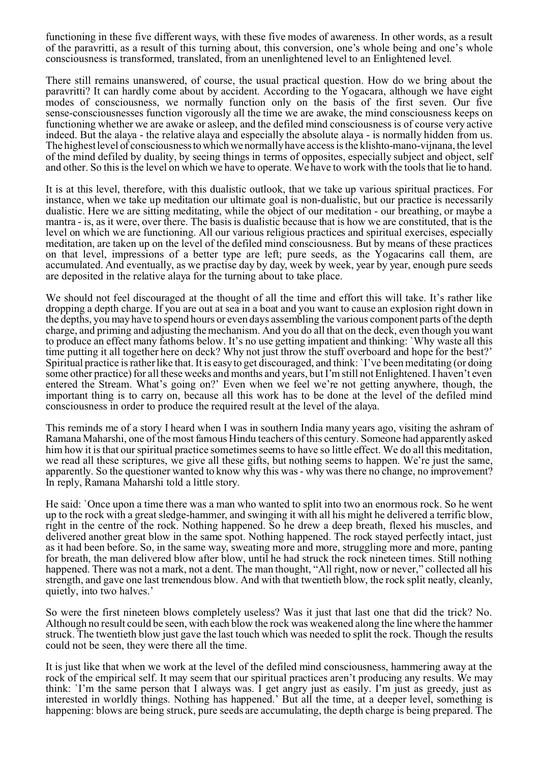functioning in these five different ways, with these five modes of awareness. In other words, as a result of the paravritti, as a result of this turning about, this conversion, one's whole being and one's whole consciousness is transformed, translated, from an unenlightened level to an Enlightened level.

There still remains unanswered, of course, the usual practical question. How do we bring about the paravritti? It can hardly come about by accident. According to the Yogacara, although we have eight modes of consciousness, we normally function only on the basis of the first seven. Our five sense-consciousnesses function vigorously all the time we are awake, the mind consciousness keeps on functioning whether we are awake or asleep, and the defiled mind consciousness is of course very active indeed. But the alaya - the relative alaya and especially the absolute alaya - is normally hidden from us. The highest level of consciousness to which we normally have access is the klishto-mano-vijnana, the level of the mind defiled by duality, by seeing things in terms of opposites, especially subject and object, self and other. So this is the level on which we have to operate. We have to work with the tools that lie to hand.

It is at this level, therefore, with this dualistic outlook, that we take up various spiritual practices. For instance, when we take up meditation our ultimate goal is non-dualistic, but our practice is necessarily dualistic. Here we are sitting meditating, while the object of our meditation - our breathing, or maybe a mantra - is, as it were, over there. The basis is dualistic because that is how we are constituted, that is the level on which we are functioning. All our various religious practices and spiritual exercises, especially meditation, are taken up on the level of the defiled mind consciousness. But by means of these practices on that level, impressions of a better type are left; pure seeds, as the Yogacarins call them, are accumulated. And eventually, as we practise day by day, week by week, year by year, enough pure seeds are deposited in the relative alaya for the turning about to take place.

We should not feel discouraged at the thought of all the time and effort this will take. It's rather like dropping a depth charge. If you are out at sea in a boat and you want to cause an explosion right down in the depths, you may have to spend hours or even days assembling the various component parts of the depth charge, and priming and adjusting the mechanism. And you do all that on the deck, even though you want to produce an effect many fathoms below. It's no use getting impatient and thinking: `Why waste all this time putting it all together here on deck? Why not just throw the stuff overboard and hope for the best?' Spiritual practice is rather like that. It is easy to get discouraged, and think: `I've been meditating (or doing some other practice) for all these weeks and months and years, but I'm still not Enlightened. I haven't even entered the Stream. What's going on?' Even when we feel we're not getting anywhere, though, the important thing is to carry on, because all this work has to be done at the level of the defiled mind consciousness in order to produce the required result at the level of the alaya.

This reminds me of a story I heard when I was in southern India many years ago, visiting the ashram of Ramana Maharshi, one of the most famous Hindu teachers of this century. Someone had apparently asked him how it is that our spiritual practice sometimes seems to have so little effect. We do all this meditation, we read all these scriptures, we give all these gifts, but nothing seems to happen. We're just the same, apparently. So the questioner wanted to know why this was - why was there no change, no improvement? In reply, Ramana Maharshi told a little story.

He said: `Once upon a time there was a man who wanted to split into two an enormous rock. So he went up to the rock with a great sledge-hammer, and swinging it with all his might he delivered a terrific blow, right in the centre of the rock. Nothing happened. So he drew a deep breath, flexed his muscles, and delivered another great blow in the same spot. Nothing happened. The rock stayed perfectly intact, just as it had been before. So, in the same way, sweating more and more, struggling more and more, panting for breath, the man delivered blow after blow, until he had struck the rock nineteen times. Still nothing happened. There was not a mark, not a dent. The man thought, "All right, now or never," collected all his strength, and gave one last tremendous blow. And with that twentieth blow, the rock split neatly, cleanly, quietly, into two halves.'

So were the first nineteen blows completely useless? Was it just that last one that did the trick? No. Although no result could be seen, with each blow the rock was weakened along the line where the hammer struck. The twentieth blow just gave the last touch which was needed to split the rock. Though the results could not be seen, they were there all the time.

It is just like that when we work at the level of the defiled mind consciousness, hammering away at the rock of the empirical self. It may seem that our spiritual practices aren't producing any results. We may think: `I'm the same person that I always was. I get angry just as easily. I'm just as greedy, just as interested in worldly things. Nothing has happened.' But all the time, at a deeper level, something is happening: blows are being struck, pure seeds are accumulating, the depth charge is being prepared. The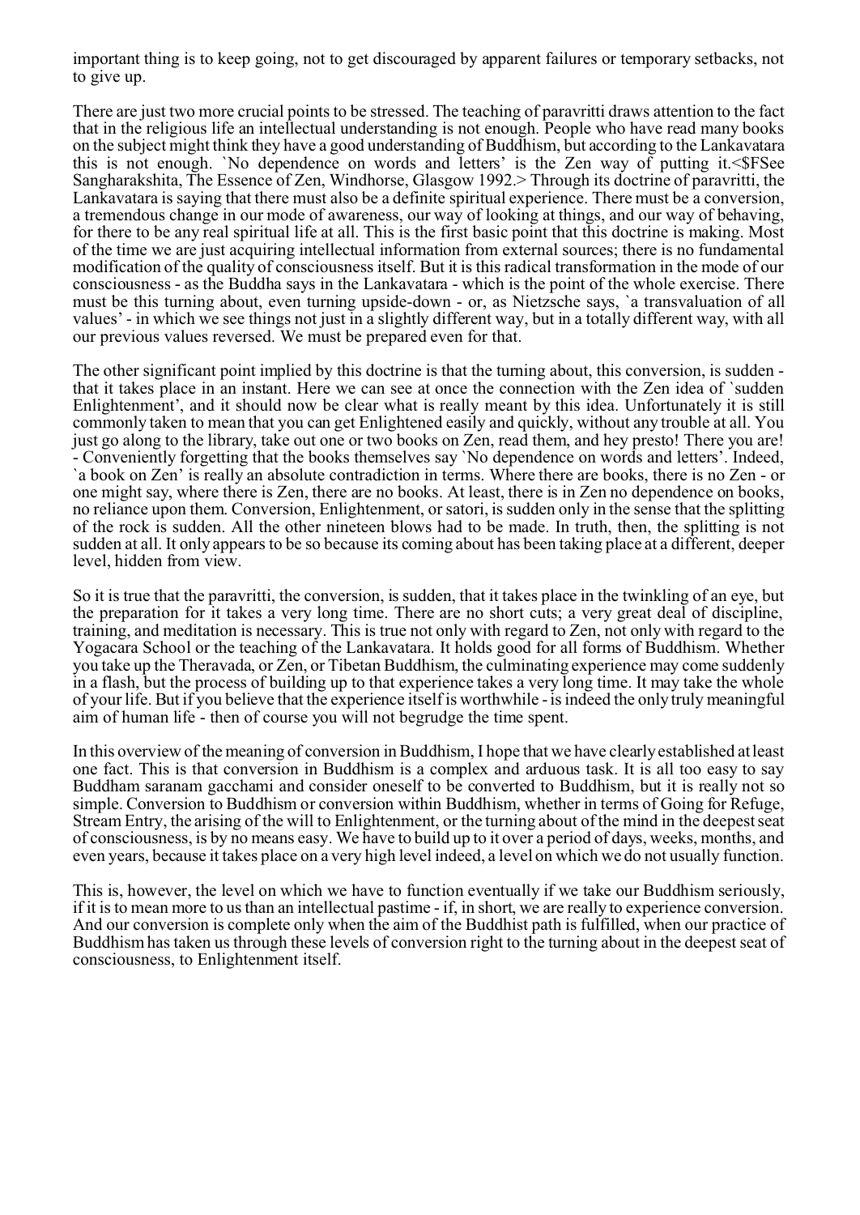important thing is to keep going, not to get discouraged by apparent failures or temporary setbacks, not to give up.

There are just two more crucial points to be stressed. The teaching of paravritti draws attention to the fact that in the religious life an intellectual understanding is not enough. People who have read many books on the subject might think they have a good understanding of Buddhism, but according to the Lankavatara this is not enough. `No dependence on words and letters' is the Zen way of putting it.<$FSee Sangharakshita, The Essence of Zen, Windhorse, Glasgow 1992.> Through its doctrine of paravritti, the Lankavatara is saying that there must also be a definite spiritual experience. There must be a conversion, a tremendous change in our mode of awareness, our way of looking at things, and our way of behaving, for there to be any real spiritual life at all. This is the first basic point that this doctrine is making. Most of the time we are just acquiring intellectual information from external sources; there is no fundamental modification of the quality of consciousness itself. But it is this radical transformation in the mode of our consciousness - as the Buddha says in the Lankavatara - which is the point of the whole exercise. There must be this turning about, even turning upside-down - or, as Nietzsche says, `a transvaluation of all values' - in which we see things not just in a slightly different way, but in a totally different way, with all our previous values reversed. We must be prepared even for that.

The other significant point implied by this doctrine is that the turning about, this conversion, is sudden - that it takes place in an instant. Here we can see at once the connection with the Zen idea of `sudden Enlightenment', and it should now be clear what is really meant by this idea. Unfortunately it is still commonly taken to mean that you can get Enlightened easily and quickly, without any trouble at all. You just go along to the library, take out one or two books on Zen, read them, and hey presto! There you are! - Conveniently forgetting that the books themselves say `No dependence on words and letters'. Indeed, `a book on Zen' is really an absolute contradiction in terms. Where there are books, there is no Zen - or one might say, where there is Zen, there are no books. At least, there is in Zen no dependence on books, no reliance upon them. Conversion, Enlightenment, or satori, is sudden only in the sense that the splitting of the rock is sudden. All the other nineteen blows had to be made. In truth, then, the splitting is not sudden at all. It only appears to be so because its coming about has been taking place at a different, deeper level, hidden from view.

So it is true that the paravritti, the conversion, is sudden, that it takes place in the twinkling of an eye, but the preparation for it takes a very long time. There are no short cuts; a very great deal of discipline, training, and meditation is necessary. This is true not only with regard to Zen, not only with regard to the Yogacara School or the teaching of the Lankavatara. It holds good for all forms of Buddhism. Whether you take up the Theravada, or Zen, or Tibetan Buddhism, the culminating experience may come suddenly in a flash, but the process of building up to that experience takes a very long time. It may take the whole of your life. But if you believe that the experience itself is worthwhile - is indeed the only truly meaningful aim of human life - then of course you will not begrudge the time spent.

In this overview of the meaning of conversion in Buddhism, I hope that we have clearly established at least one fact. This is that conversion in Buddhism is a complex and arduous task. It is all too easy to say Buddham saranam gacchami and consider oneself to be converted to Buddhism, but it is really not so simple. Conversion to Buddhism or conversion within Buddhism, whether in terms of Going for Refuge, Stream Entry, the arising of the will to Enlightenment, or the turning about of the mind in the deepest seat of consciousness, is by no means easy. We have to build up to it over a period of days, weeks, months, and even years, because it takes place on a very high level indeed, a level on which we do not usually function.

This is, however, the level on which we have to function eventually if we take our Buddhism seriously, if it is to mean more to us than an intellectual pastime - if, in short, we are really to experience conversion. And our conversion is complete only when the aim of the Buddhist path is fulfilled, when our practice of Buddhism has taken us through these levels of conversion right to the turning about in the deepest seat of consciousness, to Enlightenment itself.